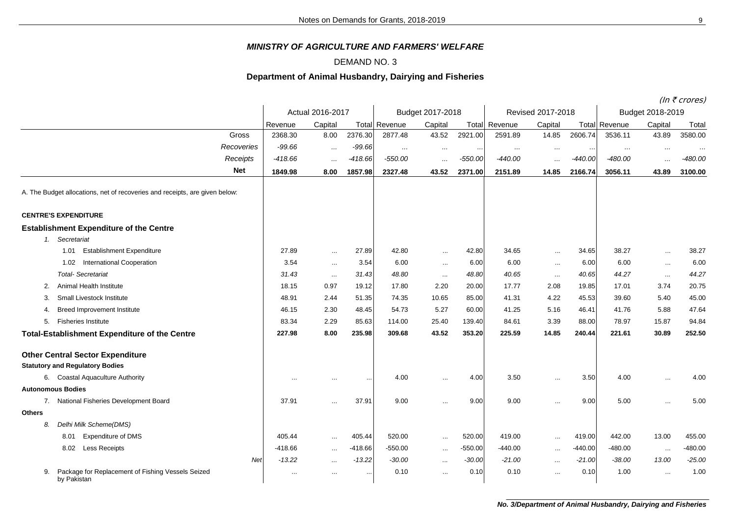## *MINISTRY OF AGRICULTURE AND FARMERS' WELFARE*

DEMAND NO. 3

### Department of Animal Husbandry, Dairying and Fisheries

(In ₹ crores)

| | Actual 2016-2017 | | | Budget 2017-2018 | | | Revised 2017-2018 | | | Budget 2018-2019 | | |
|---|---|---|---|---|---|---|---|---|---|---|---|---|
| | Revenue | Capital | Total | Revenue | Capital | Total | Revenue | Capital | Total | Revenue | Capital | Total |
| Gross | 2368.30 | 8.00 | 2376.30 | 2877.48 | 43.52 | 2921.00 | 2591.89 | 14.85 | 2606.74 | 3536.11 | 43.89 | 3580.00 |
| *Recoveries* | *-99.66* | ... | *-99.66* | ... | ... | ... | ... | ... | ... | ... | ... | ... |
| *Receipts* | *-418.66* | ... | *-418.66* | *-550.00* | ... | *-550.00* | *-440.00* | ... | *-440.00* | *-480.00* | ... | *-480.00* |
| **Net** | **1849.98** | **8.00** | **1857.98** | **2327.48** | **43.52** | **2371.00** | **2151.89** | **14.85** | **2166.74** | **3056.11** | **43.89** | **3100.00** |
| A. The Budget allocations, net of recoveries and receipts, are given below: | | | | | | | | | | | | |
| **CENTRE'S EXPENDITURE** | | | | | | | | | | | | |
| **Establishment Expenditure of the Centre** | | | | | | | | | | | | |
| *1. Secretariat* | | | | | | | | | | | | |
| 1.01 Establishment Expenditure | 27.89 | ... | 27.89 | 42.80 | ... | 42.80 | 34.65 | ... | 34.65 | 38.27 | ... | 38.27 |
| 1.02 International Cooperation | 3.54 | ... | 3.54 | 6.00 | ... | 6.00 | 6.00 | ... | 6.00 | 6.00 | ... | 6.00 |
| *Total- Secretariat* | *31.43* | ... | *31.43* | *48.80* | ... | *48.80* | *40.65* | ... | *40.65* | *44.27* | ... | *44.27* |
| 2. Animal Health Institute | 18.15 | 0.97 | 19.12 | 17.80 | 2.20 | 20.00 | 17.77 | 2.08 | 19.85 | 17.01 | 3.74 | 20.75 |
| 3. Small Livestock Institute | 48.91 | 2.44 | 51.35 | 74.35 | 10.65 | 85.00 | 41.31 | 4.22 | 45.53 | 39.60 | 5.40 | 45.00 |
| 4. Breed Improvement Institute | 46.15 | 2.30 | 48.45 | 54.73 | 5.27 | 60.00 | 41.25 | 5.16 | 46.41 | 41.76 | 5.88 | 47.64 |
| 5. Fisheries Institute | 83.34 | 2.29 | 85.63 | 114.00 | 25.40 | 139.40 | 84.61 | 3.39 | 88.00 | 78.97 | 15.87 | 94.84 |
| **Total-Establishment Expenditure of the Centre** | **227.98** | **8.00** | **235.98** | **309.68** | **43.52** | **353.20** | **225.59** | **14.85** | **240.44** | **221.61** | **30.89** | **252.50** |
| **Other Central Sector Expenditure** | | | | | | | | | | | | |
| **Statutory and Regulatory Bodies** | | | | | | | | | | | | |
| 6. Coastal Aquaculture Authority | ... | ... | ... | 4.00 | ... | 4.00 | 3.50 | ... | 3.50 | 4.00 | ... | 4.00 |
| **Autonomous Bodies** | | | | | | | | | | | | |
| 7. National Fisheries Development Board | 37.91 | ... | 37.91 | 9.00 | ... | 9.00 | 9.00 | ... | 9.00 | 5.00 | ... | 5.00 |
| **Others** | | | | | | | | | | | | |
| *8. Delhi Milk Scheme(DMS)* | | | | | | | | | | | | |
| 8.01 Expenditure of DMS | 405.44 | ... | 405.44 | 520.00 | ... | 520.00 | 419.00 | ... | 419.00 | 442.00 | 13.00 | 455.00 |
| 8.02 Less Receipts | -418.66 | ... | -418.66 | -550.00 | ... | -550.00 | -440.00 | ... | -440.00 | -480.00 | ... | -480.00 |
| *Net* | *-13.22* | ... | *-13.22* | *-30.00* | ... | *-30.00* | *-21.00* | ... | *-21.00* | *-38.00* | *13.00* | *-25.00* |
| 9. Package for Replacement of Fishing Vessels Seized by Pakistan | ... | ... | ... | 0.10 | ... | 0.10 | 0.10 | ... | 0.10 | 1.00 | ... | 1.00 |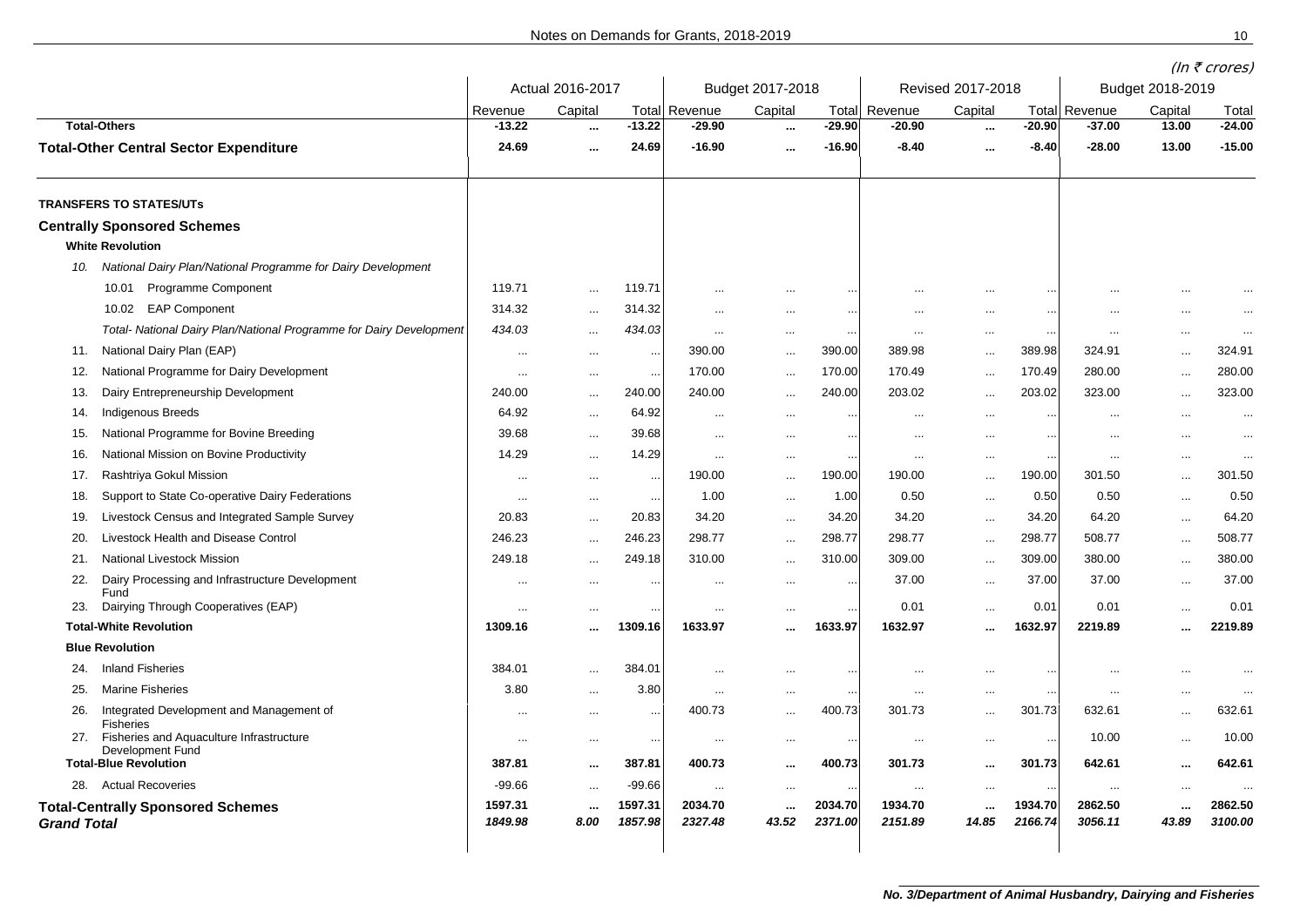(In ₹ crores)

| | Actual 2016-2017 | | | Budget 2017-2018 | | | Revised 2017-2018 | | | Budget 2018-2019 | | |
|---|---|---|---|---|---|---|---|---|---|---|---|---|
| | Revenue | Capital | Total | Revenue | Capital | Total | Revenue | Capital | Total | Revenue | Capital | Total |
| **Total-Others** | **-13.22** | **...** | **-13.22** | **-29.90** | **...** | **-29.90** | **-20.90** | **...** | **-20.90** | **-37.00** | **13.00** | **-24.00** |
| **Total-Other Central Sector Expenditure** | **24.69** | **...** | **24.69** | **-16.90** | **...** | **-16.90** | **-8.40** | **...** | **-8.40** | **-28.00** | **13.00** | **-15.00** |
| **TRANSFERS TO STATES/UTs** | | | | | | | | | | | | |
| **Centrally Sponsored Schemes** | | | | | | | | | | | | |
| **White Revolution** | | | | | | | | | | | | |
| *10. National Dairy Plan/National Programme for Dairy Development* | | | | | | | | | | | | |
| 10.01 Programme Component | 119.71 | ... | 119.71 | ... | ... | ... | ... | ... | ... | ... | ... | ... |
| 10.02 EAP Component | 314.32 | ... | 314.32 | ... | ... | ... | ... | ... | ... | ... | ... | ... |
| *Total- National Dairy Plan/National Programme for Dairy Development* | *434.03* | ... | *434.03* | ... | ... | ... | ... | ... | ... | ... | ... | ... |
| 11. National Dairy Plan (EAP) | ... | ... | ... | 390.00 | ... | 390.00 | 389.98 | ... | 389.98 | 324.91 | ... | 324.91 |
| 12. National Programme for Dairy Development | ... | ... | ... | 170.00 | ... | 170.00 | 170.49 | ... | 170.49 | 280.00 | ... | 280.00 |
| 13. Dairy Entrepreneurship Development | 240.00 | ... | 240.00 | 240.00 | ... | 240.00 | 203.02 | ... | 203.02 | 323.00 | ... | 323.00 |
| 14. Indigenous Breeds | 64.92 | ... | 64.92 | ... | ... | ... | ... | ... | ... | ... | ... | ... |
| 15. National Programme for Bovine Breeding | 39.68 | ... | 39.68 | ... | ... | ... | ... | ... | ... | ... | ... | ... |
| 16. National Mission on Bovine Productivity | 14.29 | ... | 14.29 | ... | ... | ... | ... | ... | ... | ... | ... | ... |
| 17. Rashtriya Gokul Mission | ... | ... | ... | 190.00 | ... | 190.00 | 190.00 | ... | 190.00 | 301.50 | ... | 301.50 |
| 18. Support to State Co-operative Dairy Federations | ... | ... | ... | 1.00 | ... | 1.00 | 0.50 | ... | 0.50 | 0.50 | ... | 0.50 |
| 19. Livestock Census and Integrated Sample Survey | 20.83 | ... | 20.83 | 34.20 | ... | 34.20 | 34.20 | ... | 34.20 | 64.20 | ... | 64.20 |
| 20. Livestock Health and Disease Control | 246.23 | ... | 246.23 | 298.77 | ... | 298.77 | 298.77 | ... | 298.77 | 508.77 | ... | 508.77 |
| 21. National Livestock Mission | 249.18 | ... | 249.18 | 310.00 | ... | 310.00 | 309.00 | ... | 309.00 | 380.00 | ... | 380.00 |
| 22. Dairy Processing and Infrastructure Development Fund | ... | ... | ... | ... | ... | ... | 37.00 | ... | 37.00 | 37.00 | ... | 37.00 |
| 23. Dairying Through Cooperatives (EAP) | ... | ... | ... | ... | ... | ... | 0.01 | ... | 0.01 | 0.01 | ... | 0.01 |
| **Total-White Revolution** | **1309.16** | **...** | **1309.16** | **1633.97** | **...** | **1633.97** | **1632.97** | **...** | **1632.97** | **2219.89** | **...** | **2219.89** |
| **Blue Revolution** | | | | | | | | | | | | |
| 24. Inland Fisheries | 384.01 | ... | 384.01 | ... | ... | ... | ... | ... | ... | ... | ... | ... |
| 25. Marine Fisheries | 3.80 | ... | 3.80 | ... | ... | ... | ... | ... | ... | ... | ... | ... |
| 26. Integrated Development and Management of Fisheries | ... | ... | ... | 400.73 | ... | 400.73 | 301.73 | ... | 301.73 | 632.61 | ... | 632.61 |
| 27. Fisheries and Aquaculture Infrastructure Development Fund | ... | ... | ... | ... | ... | ... | ... | ... | ... | 10.00 | ... | 10.00 |
| **Total-Blue Revolution** | **387.81** | **...** | **387.81** | **400.73** | **...** | **400.73** | **301.73** | **...** | **301.73** | **642.61** | **...** | **642.61** |
| 28. Actual Recoveries | -99.66 | ... | -99.66 | ... | ... | ... | ... | ... | ... | ... | ... | ... |
| **Total-Centrally Sponsored Schemes** | **1597.31** | **...** | **1597.31** | **2034.70** | **...** | **2034.70** | **1934.70** | **...** | **1934.70** | **2862.50** | **...** | **2862.50** |
| ***Grand Total*** | ***1849.98*** | ***8.00*** | ***1857.98*** | ***2327.48*** | ***43.52*** | ***2371.00*** | ***2151.89*** | ***14.85*** | ***2166.74*** | ***3056.11*** | ***43.89*** | ***3100.00*** |

***No. 3/Department of Animal Husbandry, Dairying and Fisheries***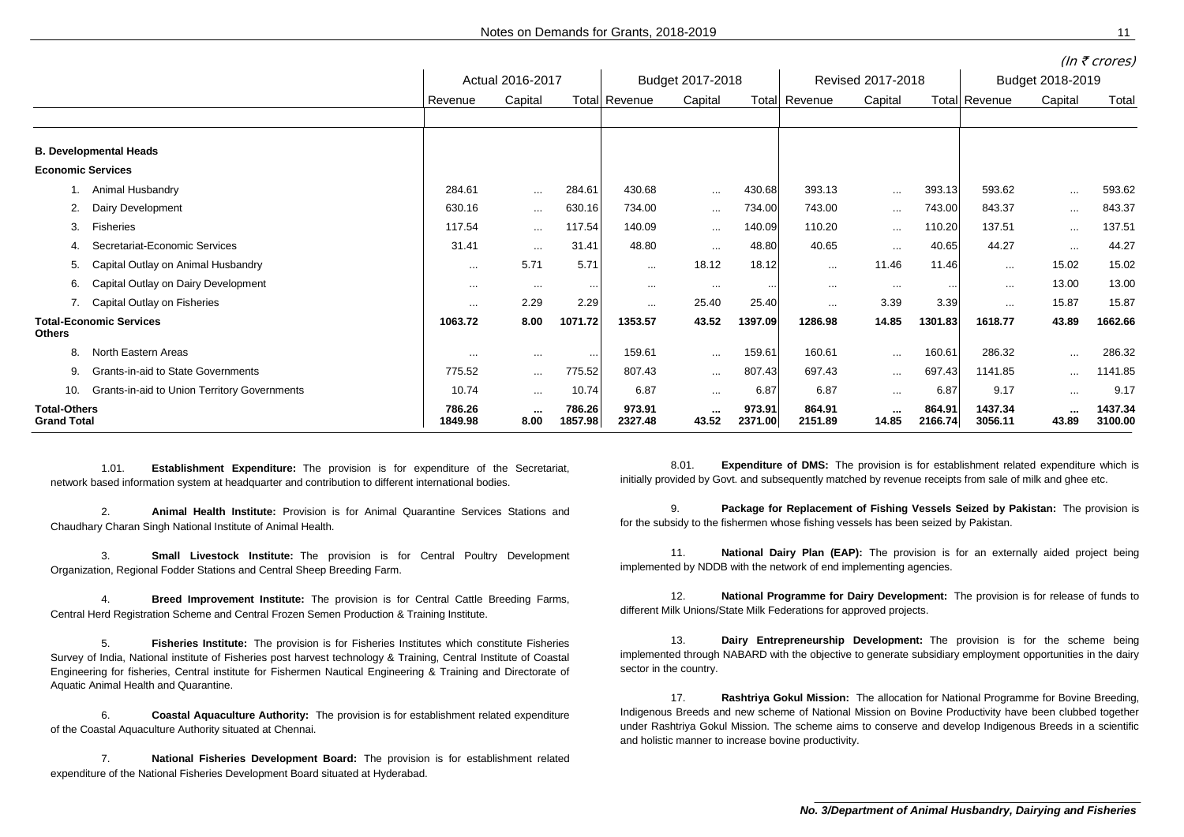(In ₹ crores)

| | Actual 2016-2017 | | | Budget 2017-2018 | | | Revised 2017-2018 | | | Budget 2018-2019 | | |
|---|---|---|---|---|---|---|---|---|---|---|---|---|
| | Revenue | Capital | Total | Revenue | Capital | Total | Revenue | Capital | Total | Revenue | Capital | Total |
| **B. Developmental Heads** | | | | | | | | | | | | |
| **Economic Services** | | | | | | | | | | | | |
| 1. Animal Husbandry | 284.61 | ... | 284.61 | 430.68 | ... | 430.68 | 393.13 | ... | 393.13 | 593.62 | ... | 593.62 |
| 2. Dairy Development | 630.16 | ... | 630.16 | 734.00 | ... | 734.00 | 743.00 | ... | 743.00 | 843.37 | ... | 843.37 |
| 3. Fisheries | 117.54 | ... | 117.54 | 140.09 | ... | 140.09 | 110.20 | ... | 110.20 | 137.51 | ... | 137.51 |
| 4. Secretariat-Economic Services | 31.41 | ... | 31.41 | 48.80 | ... | 48.80 | 40.65 | ... | 40.65 | 44.27 | ... | 44.27 |
| 5. Capital Outlay on Animal Husbandry | ... | 5.71 | 5.71 | ... | 18.12 | 18.12 | ... | 11.46 | 11.46 | ... | 15.02 | 15.02 |
| 6. Capital Outlay on Dairy Development | ... | ... | ... | ... | ... | ... | ... | ... | ... | ... | 13.00 | 13.00 |
| 7. Capital Outlay on Fisheries | ... | 2.29 | 2.29 | ... | 25.40 | 25.40 | ... | 3.39 | 3.39 | ... | 15.87 | 15.87 |
| **Total-Economic Services** | **1063.72** | **8.00** | **1071.72** | **1353.57** | **43.52** | **1397.09** | **1286.98** | **14.85** | **1301.83** | **1618.77** | **43.89** | **1662.66** |
| **Others** | | | | | | | | | | | | |
| 8. North Eastern Areas | ... | ... | ... | 159.61 | ... | 159.61 | 160.61 | ... | 160.61 | 286.32 | ... | 286.32 |
| 9. Grants-in-aid to State Governments | 775.52 | ... | 775.52 | 807.43 | ... | 807.43 | 697.43 | ... | 697.43 | 1141.85 | ... | 1141.85 |
| 10. Grants-in-aid to Union Territory Governments | 10.74 | ... | 10.74 | 6.87 | ... | 6.87 | 6.87 | ... | 6.87 | 9.17 | ... | 9.17 |
| **Total-Others** | **786.26** | **...** | **786.26** | **973.91** | **...** | **973.91** | **864.91** | **...** | **864.91** | **1437.34** | **...** | **1437.34** |
| **Grand Total** | **1849.98** | **8.00** | **1857.98** | **2327.48** | **43.52** | **2371.00** | **2151.89** | **14.85** | **2166.74** | **3056.11** | **43.89** | **3100.00** |

1.01. **Establishment Expenditure:** The provision is for expenditure of the Secretariat, network based information system at headquarter and contribution to different international bodies.

2. **Animal Health Institute:** Provision is for Animal Quarantine Services Stations and Chaudhary Charan Singh National Institute of Animal Health.

3. **Small Livestock Institute:** The provision is for Central Poultry Development Organization, Regional Fodder Stations and Central Sheep Breeding Farm.

4. **Breed Improvement Institute:** The provision is for Central Cattle Breeding Farms, Central Herd Registration Scheme and Central Frozen Semen Production & Training Institute.

5. **Fisheries Institute:** The provision is for Fisheries Institutes which constitute Fisheries Survey of India, National institute of Fisheries post harvest technology & Training, Central Institute of Coastal Engineering for fisheries, Central institute for Fishermen Nautical Engineering & Training and Directorate of Aquatic Animal Health and Quarantine.

6. **Coastal Aquaculture Authority:** The provision is for establishment related expenditure of the Coastal Aquaculture Authority situated at Chennai.

7. **National Fisheries Development Board:** The provision is for establishment related expenditure of the National Fisheries Development Board situated at Hyderabad.

8.01. **Expenditure of DMS:** The provision is for establishment related expenditure which is initially provided by Govt. and subsequently matched by revenue receipts from sale of milk and ghee etc.

9. **Package for Replacement of Fishing Vessels Seized by Pakistan:** The provision is for the subsidy to the fishermen whose fishing vessels has been seized by Pakistan.

11. **National Dairy Plan (EAP):** The provision is for an externally aided project being implemented by NDDB with the network of end implementing agencies.

12. **National Programme for Dairy Development:** The provision is for release of funds to different Milk Unions/State Milk Federations for approved projects.

13. **Dairy Entrepreneurship Development:** The provision is for the scheme being implemented through NABARD with the objective to generate subsidiary employment opportunities in the dairy sector in the country.

17. **Rashtriya Gokul Mission:** The allocation for National Programme for Bovine Breeding, Indigenous Breeds and new scheme of National Mission on Bovine Productivity have been clubbed together under Rashtriya Gokul Mission. The scheme aims to conserve and develop Indigenous Breeds in a scientific and holistic manner to increase bovine productivity.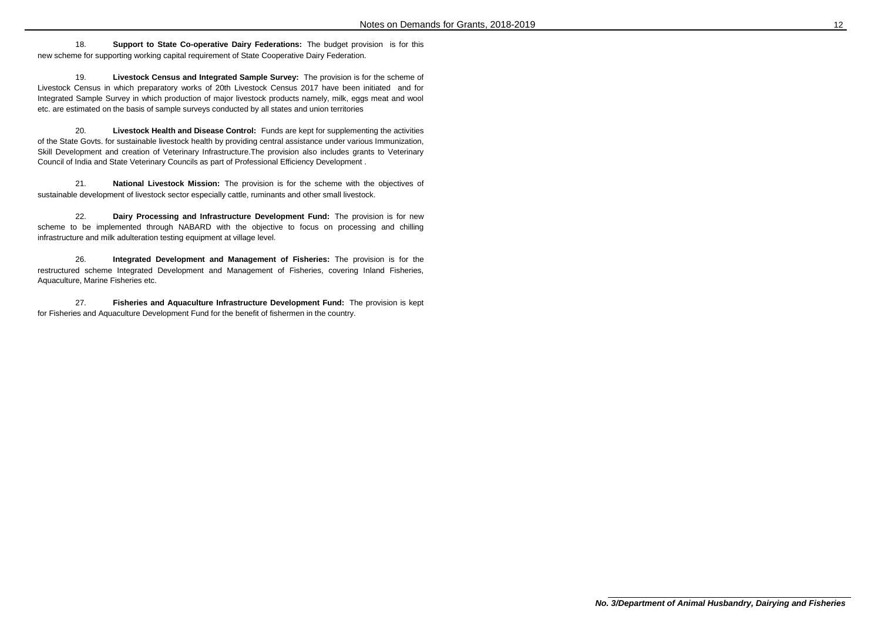18. **Support to State Co-operative Dairy Federations:** The budget provision is for this new scheme for supporting working capital requirement of State Cooperative Dairy Federation.

19. **Livestock Census and Integrated Sample Survey:** The provision is for the scheme of Livestock Census in which preparatory works of 20th Livestock Census 2017 have been initiated and for Integrated Sample Survey in which production of major livestock products namely, milk, eggs meat and wool etc. are estimated on the basis of sample surveys conducted by all states and union territories

20. **Livestock Health and Disease Control:** Funds are kept for supplementing the activities of the State Govts. for sustainable livestock health by providing central assistance under various Immunization, Skill Development and creation of Veterinary Infrastructure.The provision also includes grants to Veterinary Council of India and State Veterinary Councils as part of Professional Efficiency Development .

21. **National Livestock Mission:** The provision is for the scheme with the objectives of sustainable development of livestock sector especially cattle, ruminants and other small livestock.

22. **Dairy Processing and Infrastructure Development Fund:** The provision is for new scheme to be implemented through NABARD with the objective to focus on processing and chilling infrastructure and milk adulteration testing equipment at village level.

26. **Integrated Development and Management of Fisheries:** The provision is for the restructured scheme Integrated Development and Management of Fisheries, covering Inland Fisheries, Aquaculture, Marine Fisheries etc.

27. **Fisheries and Aquaculture Infrastructure Development Fund:** The provision is kept for Fisheries and Aquaculture Development Fund for the benefit of fishermen in the country.